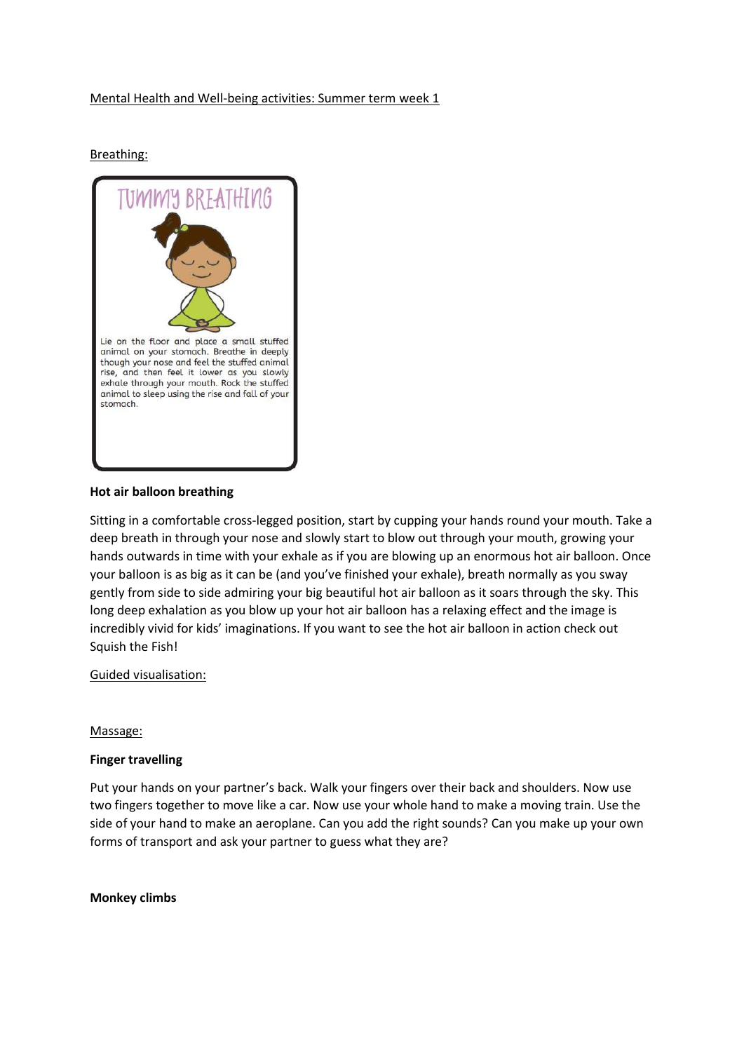Mental Health and Well-being activities: Summer term week 1

Breathing:

TUMMY BREATHING

Lie on the floor and place a small stuffed animal on your stomach. Breathe in deeply though your nose and feel the stuffed animal rise, and then feel it lower as you slowly exhale through your mouth. Rock the stuffed animal to sleep using the rise and fall of your stomach.

**Hot air balloon breathing**

Sitting in a comfortable cross-legged position, start by cupping your hands round your mouth. Take a deep breath in through your nose and slowly start to blow out through your mouth, growing your hands outwards in time with your exhale as if you are blowing up an enormous hot air balloon. Once your balloon is as big as it can be (and you've finished your exhale), breath normally as you sway gently from side to side admiring your big beautiful hot air balloon as it soars through the sky. This long deep exhalation as you blow up your hot air balloon has a relaxing effect and the image is incredibly vivid for kids' imaginations. If you want to see the hot air balloon in action check out Squish the Fish!

Guided visualisation:

Massage:

**Finger travelling**

Put your hands on your partner's back. Walk your fingers over their back and shoulders. Now use two fingers together to move like a car. Now use your whole hand to make a moving train. Use the side of your hand to make an aeroplane. Can you add the right sounds? Can you make up your own forms of transport and ask your partner to guess what they are?

**Monkey climbs**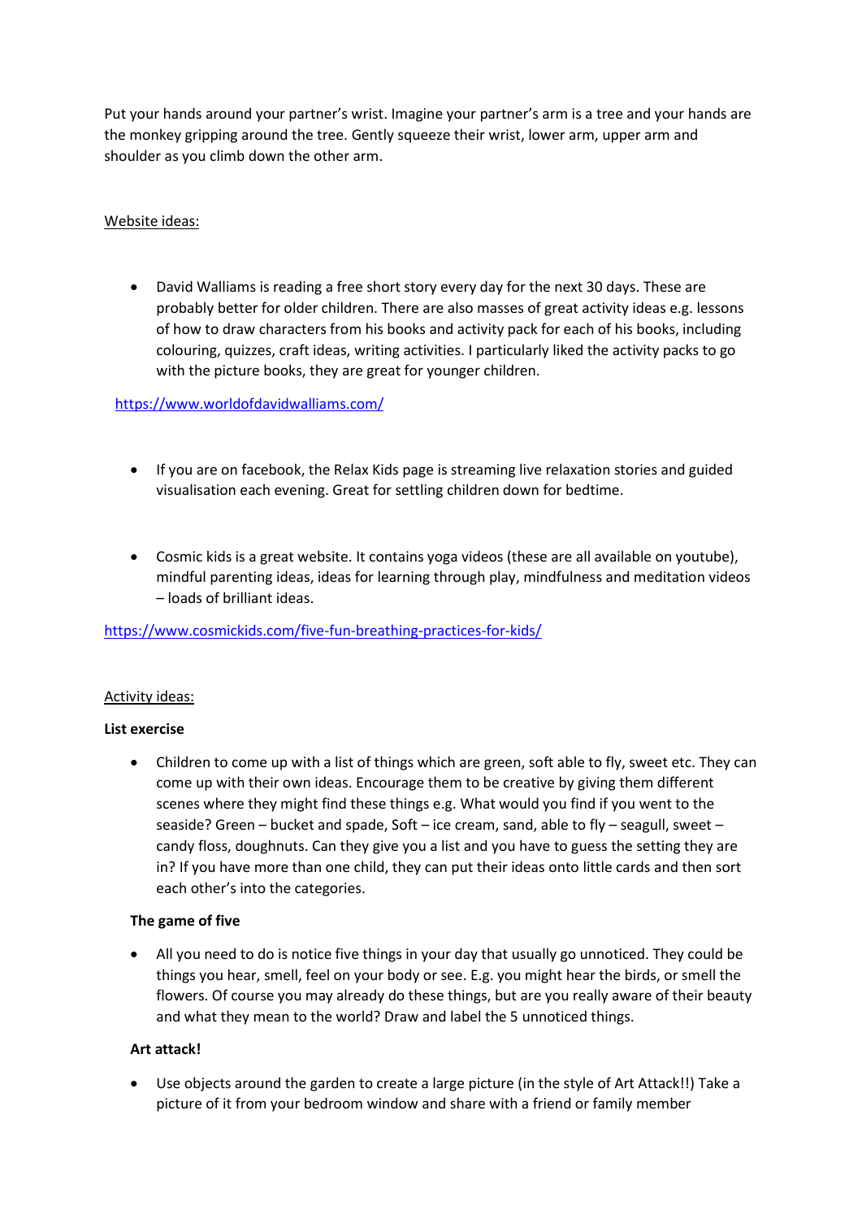Put your hands around your partner's wrist. Imagine your partner's arm is a tree and your hands are the monkey gripping around the tree. Gently squeeze their wrist, lower arm, upper arm and shoulder as you climb down the other arm.

Website ideas:

- David Walliams is reading a free short story every day for the next 30 days. These are probably better for older children. There are also masses of great activity ideas e.g. lessons of how to draw characters from his books and activity pack for each of his books, including colouring, quizzes, craft ideas, writing activities. I particularly liked the activity packs to go with the picture books, they are great for younger children.

https://www.worldofdavidwalliams.com/

- If you are on facebook, the Relax Kids page is streaming live relaxation stories and guided visualisation each evening. Great for settling children down for bedtime.

- Cosmic kids is a great website. It contains yoga videos (these are all available on youtube), mindful parenting ideas, ideas for learning through play, mindfulness and meditation videos – loads of brilliant ideas.

https://www.cosmickids.com/five-fun-breathing-practices-for-kids/

Activity ideas:

**List exercise**

- Children to come up with a list of things which are green, soft able to fly, sweet etc. They can come up with their own ideas. Encourage them to be creative by giving them different scenes where they might find these things e.g. What would you find if you went to the seaside? Green – bucket and spade, Soft – ice cream, sand, able to fly – seagull, sweet – candy floss, doughnuts. Can they give you a list and you have to guess the setting they are in? If you have more than one child, they can put their ideas onto little cards and then sort each other's into the categories.

**The game of five**

- All you need to do is notice five things in your day that usually go unnoticed. They could be things you hear, smell, feel on your body or see. E.g. you might hear the birds, or smell the flowers. Of course you may already do these things, but are you really aware of their beauty and what they mean to the world? Draw and label the 5 unnoticed things.

**Art attack!**

- Use objects around the garden to create a large picture (in the style of Art Attack!!) Take a picture of it from your bedroom window and share with a friend or family member